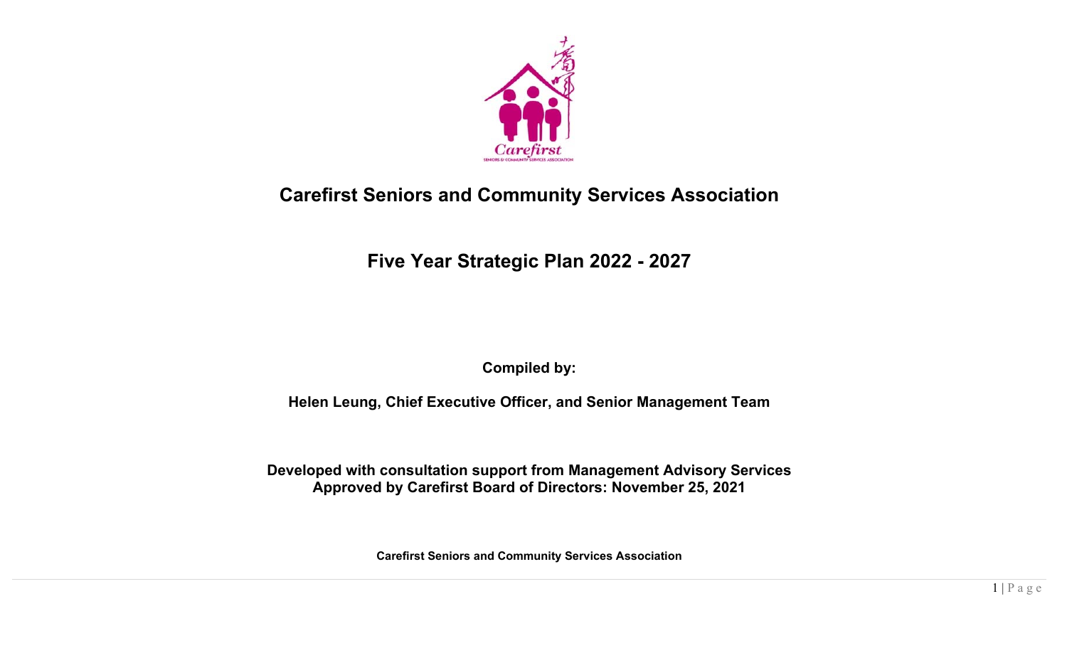# Carefirst Seniors and Community Services Association

## Five Year Strategic Plan 2022 - 2027

**Compiled by:**

**Helen Leung, Chief Executive Officer, and Senior Management Team**

**Developed with consultation support from Management Advisory Services**
**Approved by Carefirst Board of Directors: November 25, 2021**

**Carefirst Seniors and Community Services Association**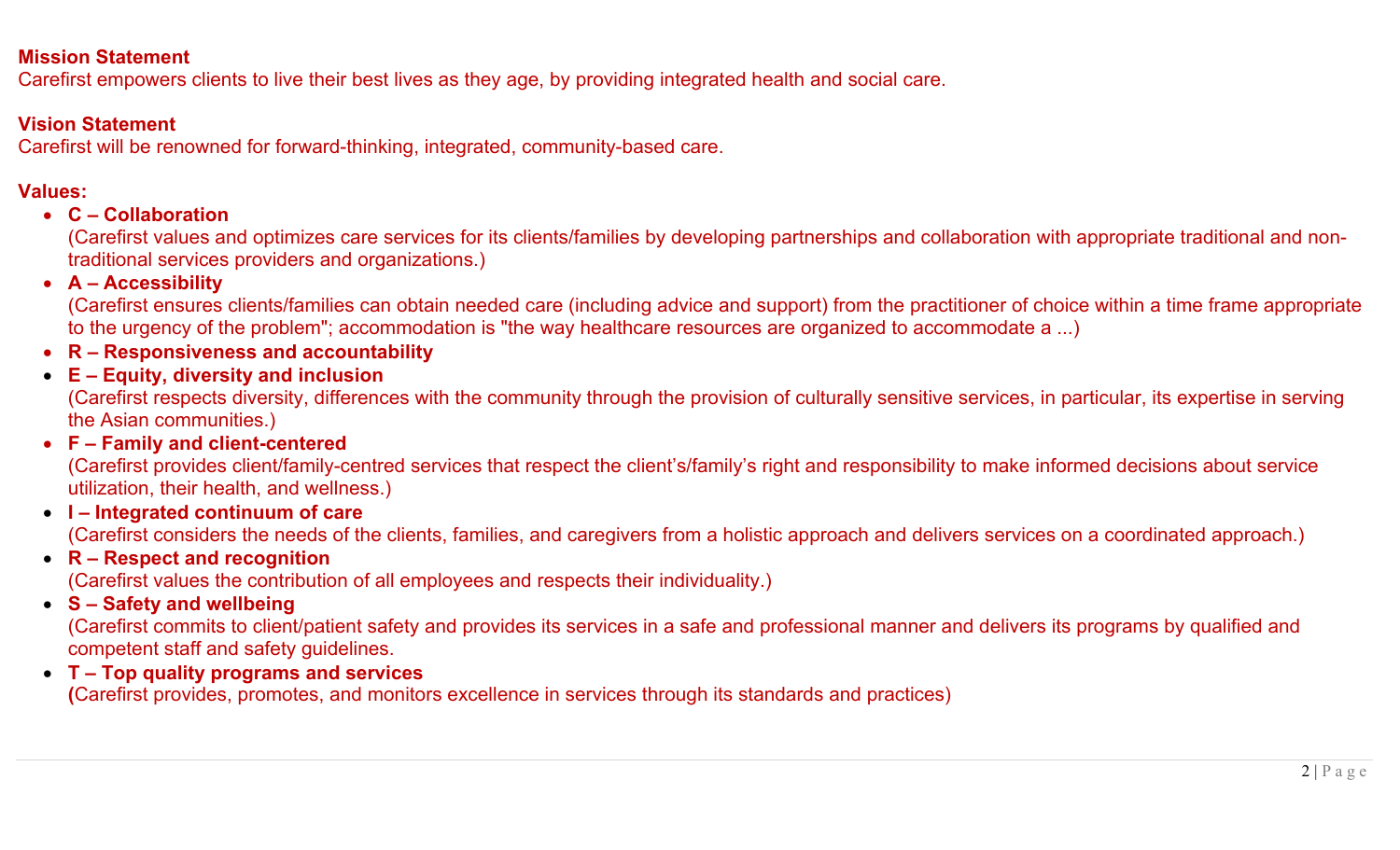**Mission Statement**
Carefirst empowers clients to live their best lives as they age, by providing integrated health and social care.

**Vision Statement**
Carefirst will be renowned for forward-thinking, integrated, community-based care.

**Values:**

- **C – Collaboration**
  (Carefirst values and optimizes care services for its clients/families by developing partnerships and collaboration with appropriate traditional and non-traditional services providers and organizations.)
- **A – Accessibility**
  (Carefirst ensures clients/families can obtain needed care (including advice and support) from the practitioner of choice within a time frame appropriate to the urgency of the problem"; accommodation is "the way healthcare resources are organized to accommodate a ...)
- **R – Responsiveness and accountability**
- **E – Equity, diversity and inclusion**
  (Carefirst respects diversity, differences with the community through the provision of culturally sensitive services, in particular, its expertise in serving the Asian communities.)
- **F – Family and client-centered**
  (Carefirst provides client/family-centred services that respect the client's/family's right and responsibility to make informed decisions about service utilization, their health, and wellness.)
- **I – Integrated continuum of care**
  (Carefirst considers the needs of the clients, families, and caregivers from a holistic approach and delivers services on a coordinated approach.)
- **R – Respect and recognition**
  (Carefirst values the contribution of all employees and respects their individuality.)
- **S – Safety and wellbeing**
  (Carefirst commits to client/patient safety and provides its services in a safe and professional manner and delivers its programs by qualified and competent staff and safety guidelines.
- **T – Top quality programs and services**
  **(**Carefirst provides, promotes, and monitors excellence in services through its standards and practices)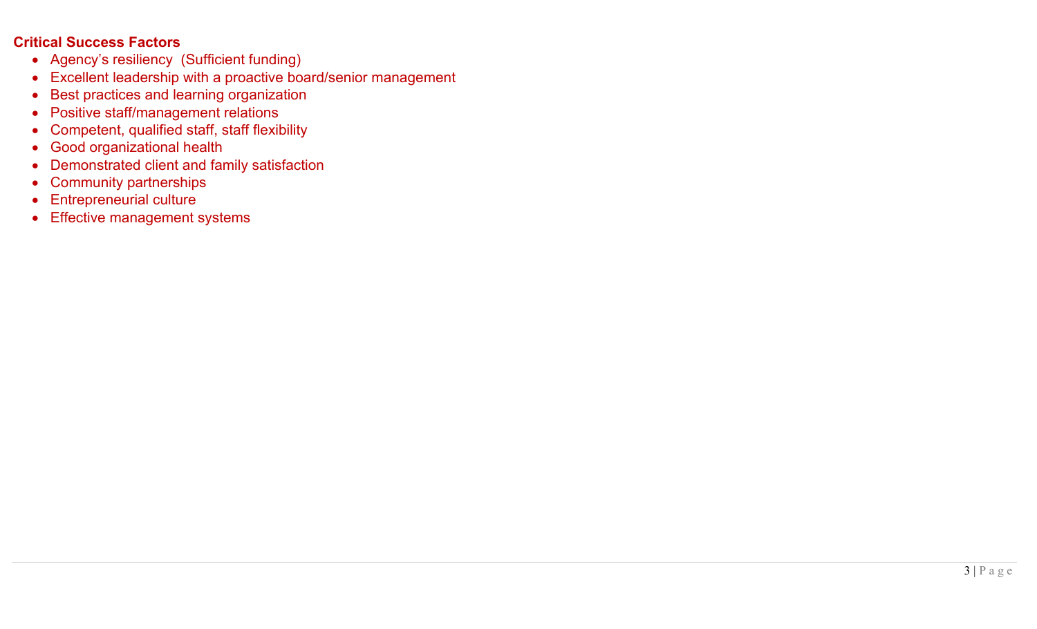**Critical Success Factors**

- Agency's resiliency (Sufficient funding)
- Excellent leadership with a proactive board/senior management
- Best practices and learning organization
- Positive staff/management relations
- Competent, qualified staff, staff flexibility
- Good organizational health
- Demonstrated client and family satisfaction
- Community partnerships
- Entrepreneurial culture
- Effective management systems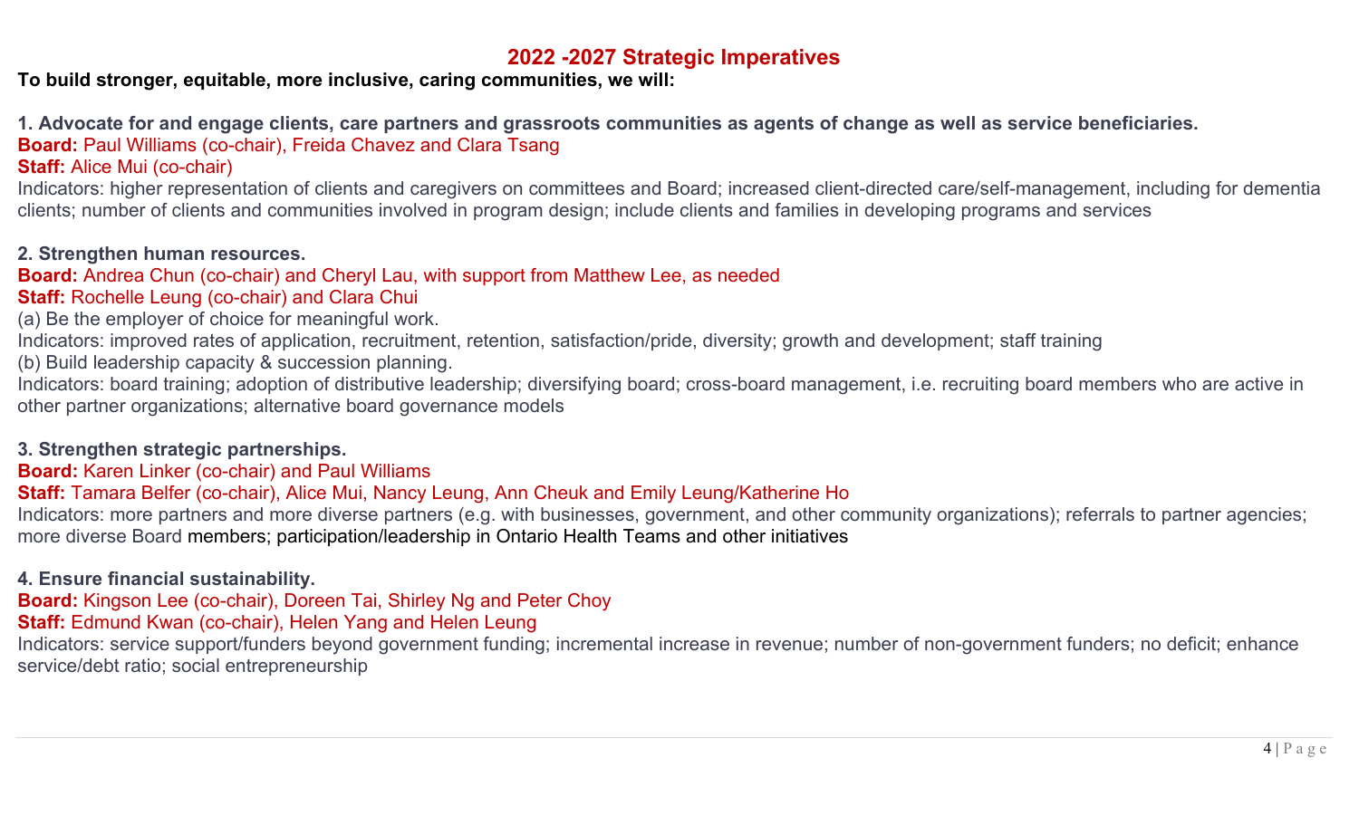## 2022 -2027 Strategic Imperatives

**To build stronger, equitable, more inclusive, caring communities, we will:**

**1. Advocate for and engage clients, care partners and grassroots communities as agents of change as well as service beneficiaries.**

**Board:** Paul Williams (co-chair), Freida Chavez and Clara Tsang

**Staff:** Alice Mui (co-chair)

Indicators: higher representation of clients and caregivers on committees and Board; increased client-directed care/self-management, including for dementia clients; number of clients and communities involved in program design; include clients and families in developing programs and services

**2. Strengthen human resources.**

**Board:** Andrea Chun (co-chair) and Cheryl Lau, with support from Matthew Lee, as needed

**Staff:** Rochelle Leung (co-chair) and Clara Chui

(a) Be the employer of choice for meaningful work.

Indicators: improved rates of application, recruitment, retention, satisfaction/pride, diversity; growth and development; staff training

(b) Build leadership capacity & succession planning.

Indicators: board training; adoption of distributive leadership; diversifying board; cross-board management, i.e. recruiting board members who are active in other partner organizations; alternative board governance models

**3. Strengthen strategic partnerships.**

**Board:** Karen Linker (co-chair) and Paul Williams

**Staff:** Tamara Belfer (co-chair), Alice Mui, Nancy Leung, Ann Cheuk and Emily Leung/Katherine Ho

Indicators: more partners and more diverse partners (e.g. with businesses, government, and other community organizations); referrals to partner agencies; more diverse Board members; participation/leadership in Ontario Health Teams and other initiatives

**4. Ensure financial sustainability.**

**Board:** Kingson Lee (co-chair), Doreen Tai, Shirley Ng and Peter Choy

**Staff:** Edmund Kwan (co-chair), Helen Yang and Helen Leung

Indicators: service support/funders beyond government funding; incremental increase in revenue; number of non-government funders; no deficit; enhance service/debt ratio; social entrepreneurship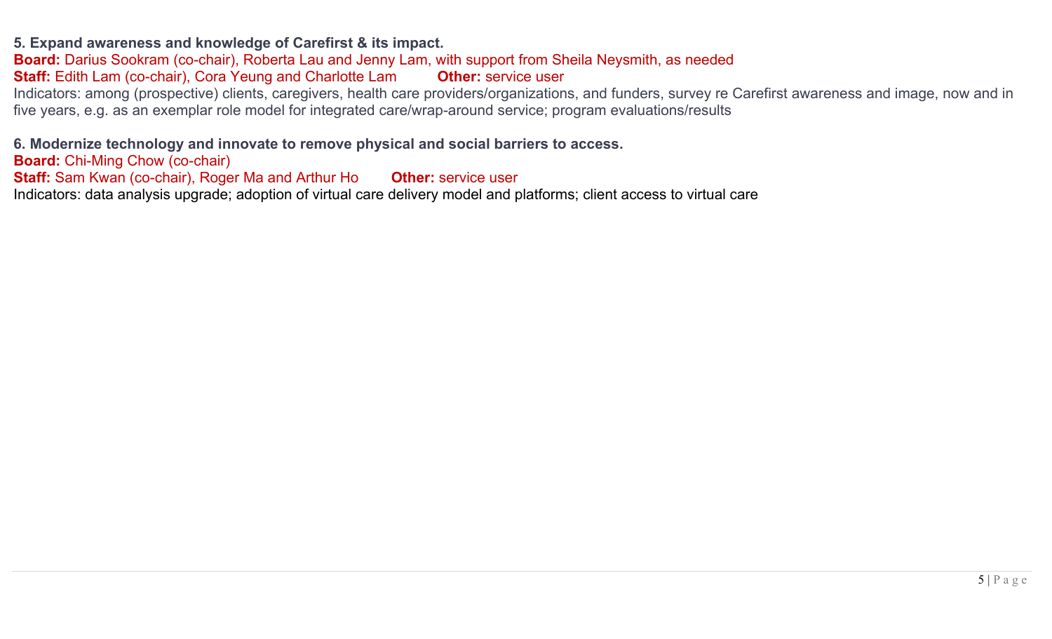**5. Expand awareness and knowledge of Carefirst & its impact.**
**Board:** Darius Sookram (co-chair), Roberta Lau and Jenny Lam, with support from Sheila Neysmith, as needed
**Staff:** Edith Lam (co-chair), Cora Yeung and Charlotte Lam **Other:** service user
Indicators: among (prospective) clients, caregivers, health care providers/organizations, and funders, survey re Carefirst awareness and image, now and in five years, e.g. as an exemplar role model for integrated care/wrap-around service; program evaluations/results

**6. Modernize technology and innovate to remove physical and social barriers to access.**
**Board:** Chi-Ming Chow (co-chair)
**Staff:** Sam Kwan (co-chair), Roger Ma and Arthur Ho **Other:** service user
Indicators: data analysis upgrade; adoption of virtual care delivery model and platforms; client access to virtual care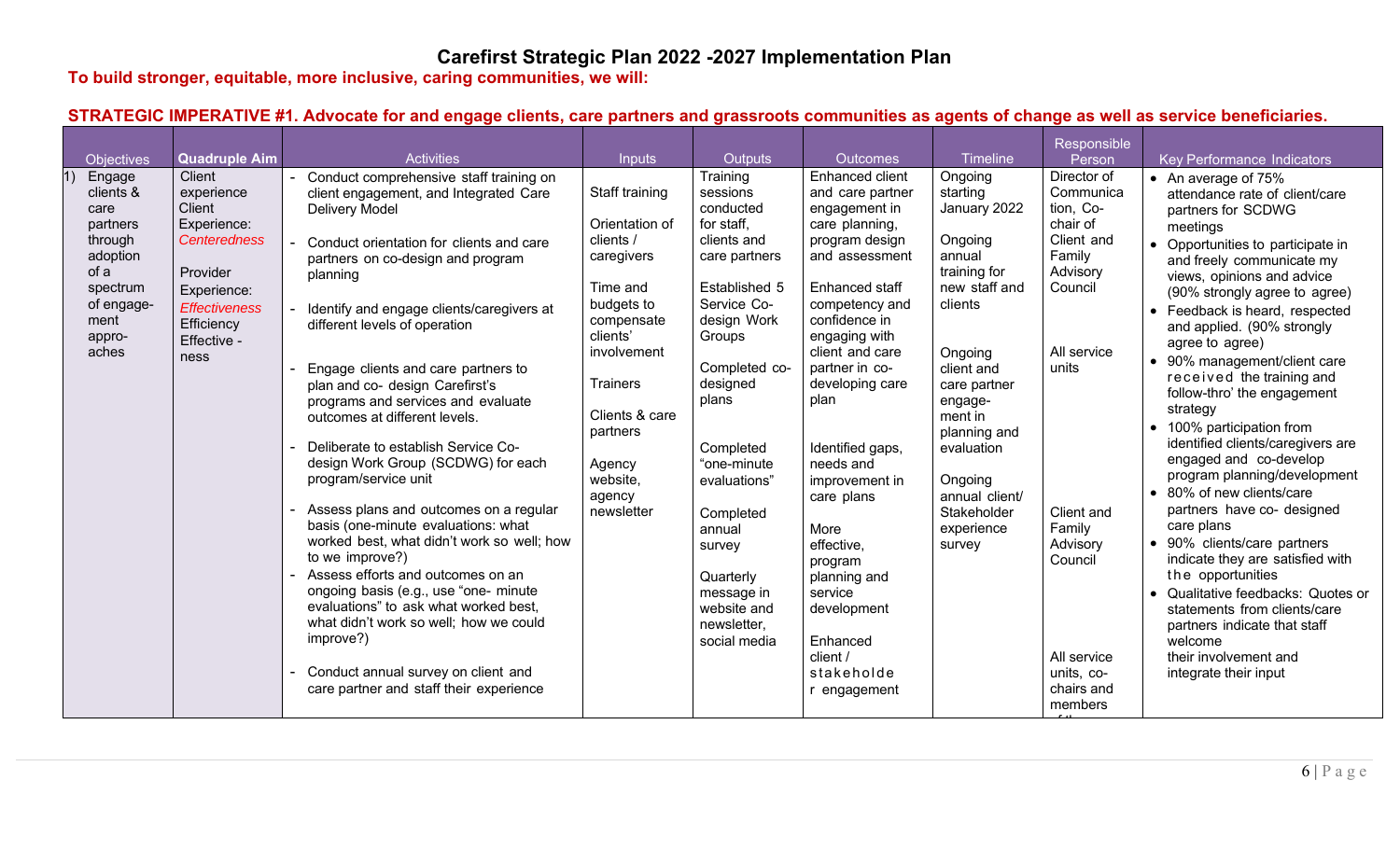# Carefirst Strategic Plan 2022 -2027 Implementation Plan

**To build stronger, equitable, more inclusive, caring communities, we will:**

**STRATEGIC IMPERATIVE #1. Advocate for and engage clients, care partners and grassroots communities as agents of change as well as service beneficiaries.**

| Objectives | Quadruple Aim | Activities | Inputs | Outputs | Outcomes | Timeline | Responsible Person | Key Performance Indicators |
|---|---|---|---|---|---|---|---|---|
| 1) Engage clients & care partners through adoption of a spectrum of engagement approaches | Client experience Client Experience: *Centeredness*<br><br>Provider Experience: *Effectiveness* Efficiency Effective - ness | - Conduct comprehensive staff training on client engagement, and Integrated Care Delivery Model<br>- Conduct orientation for clients and care partners on co-design and program planning<br>- Identify and engage clients/caregivers at different levels of operation<br>- Engage clients and care partners to plan and co- design Carefirst's programs and services and evaluate outcomes at different levels.<br>- Deliberate to establish Service Co-design Work Group (SCDWG) for each program/service unit<br>- Assess plans and outcomes on a regular basis (one-minute evaluations: what worked best, what didn't work so well; how to we improve?)<br>- Assess efforts and outcomes on an ongoing basis (e.g., use "one- minute evaluations" to ask what worked best, what didn't work so well; how we could improve?)<br>- Conduct annual survey on client and care partner and staff their experience | Staff training<br><br>Orientation of clients / caregivers<br><br>Time and budgets to compensate clients' involvement<br><br>Trainers<br><br>Clients & care partners<br><br>Agency website, agency newsletter | Training sessions conducted for staff, clients and care partners<br><br>Established 5 Service Co-design Work Groups<br><br>Completed co-designed plans<br><br>Completed "one-minute evaluations"<br><br>Completed annual survey<br><br>Quarterly message in website and newsletter, social media | Enhanced client and care partner engagement in care planning, program design and assessment<br><br>Enhanced staff competency and confidence in engaging with client and care partner in co-developing care plan<br><br>Identified gaps, needs and improvement in care plans<br><br>More effective, program planning and service development<br><br>Enhanced client / stakeholder engagement | Ongoing starting January 2022<br><br>Ongoing annual training for new staff and clients<br><br>Ongoing client and care partner engage-ment in planning and evaluation<br><br>Ongoing annual client/ Stakeholder experience survey | Director of Communication, Co-chair of Client and Family Advisory Council<br><br>All service units<br><br>Client and Family Advisory Council<br><br>All service units, co-chairs and members | • An average of 75% attendance rate of client/care partners for SCDWG meetings<br>• Opportunities to participate in and freely communicate my views, opinions and advice (90% strongly agree to agree)<br>• Feedback is heard, respected and applied. (90% strongly agree to agree)<br>• 90% management/client care received the training and follow-thro' the engagement strategy<br>• 100% participation from identified clients/caregivers are engaged and co-develop program planning/development<br>• 80% of new clients/care partners have co- designed care plans<br>• 90% clients/care partners indicate they are satisfied with the opportunities<br>• Qualitative feedbacks: Quotes or statements from clients/care partners indicate that staff welcome their involvement and integrate their input |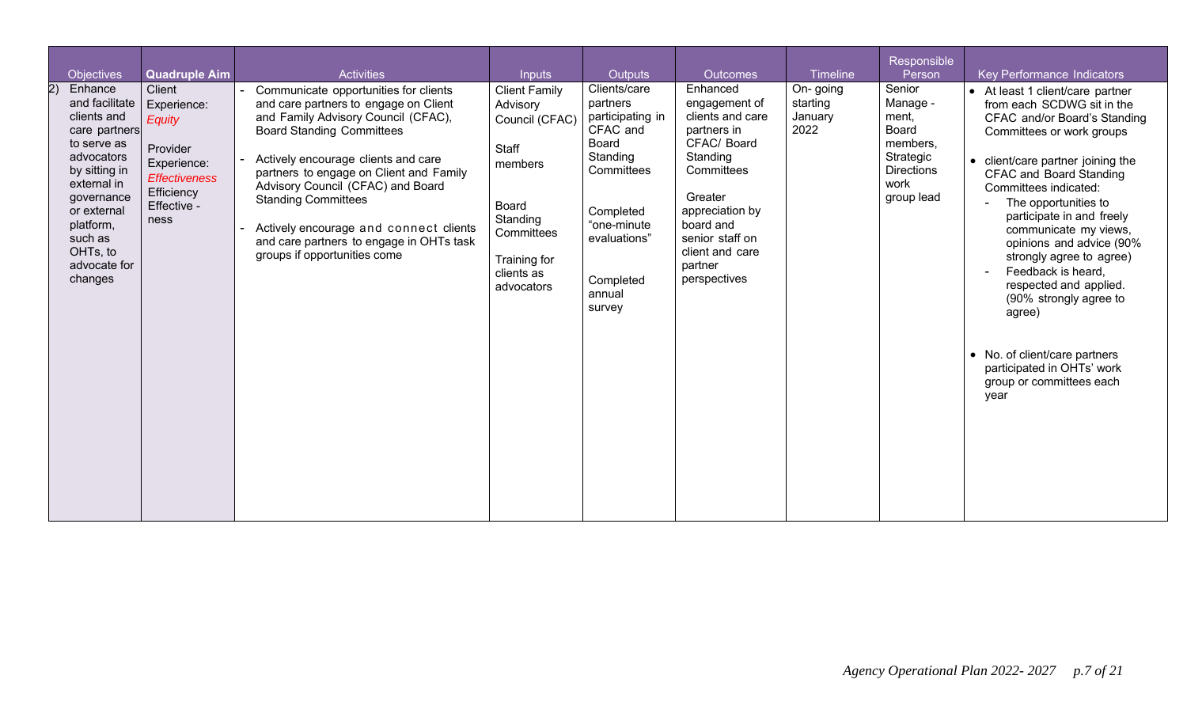| Objectives | **Quadruple Aim** | Activities | Inputs | Outputs | Outcomes | Timeline | Responsible Person | Key Performance Indicators |
|---|---|---|---|---|---|---|---|---|
| 2) Enhance and facilitate clients and care partners to serve as advocators by sitting in external in governance or external platform, such as OHTs, to advocate for changes | Client Experience: *Equity*<br><br>Provider Experience: *Effectiveness*<br>Efficiency<br>Effective - ness | - Communicate opportunities for clients and care partners to engage on Client and Family Advisory Council (CFAC), Board Standing Committees<br><br>- Actively encourage clients and care partners to engage on Client and Family Advisory Council (CFAC) and Board Standing Committees<br><br>- Actively encourage and connect clients and care partners to engage in OHTs task groups if opportunities come | Client Family Advisory Council (CFAC)<br><br>Staff members<br><br>Board Standing Committees<br><br>Training for clients as advocators | Clients/care partners participating in CFAC and Board Standing Committees<br><br>Completed "one-minute evaluations"<br><br>Completed annual survey | Enhanced engagement of clients and care partners in CFAC/ Board Standing Committees<br><br>Greater appreciation by board and senior staff on client and care partner perspectives | On- going starting January 2022 | Senior Manage - ment, Board members, Strategic Directions work group lead | • At least 1 client/care partner from each SCDWG sit in the CFAC and/or Board's Standing Committees or work groups<br><br>• client/care partner joining the CFAC and Board Standing Committees indicated:<br>- The opportunities to participate in and freely communicate my views, opinions and advice (90% strongly agree to agree)<br>- Feedback is heard, respected and applied. (90% strongly agree to agree)<br><br>• No. of client/care partners participated in OHTs' work group or committees each year |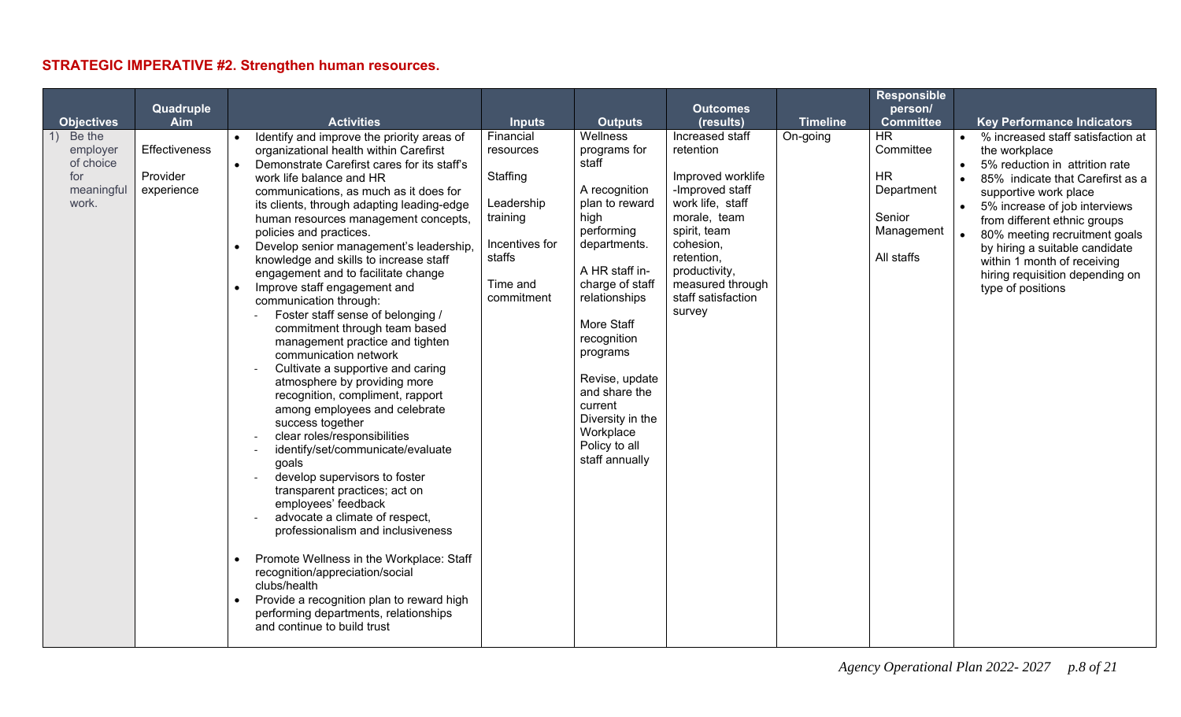**STRATEGIC IMPERATIVE #2. Strengthen human resources.**

| Objectives | Quadruple Aim | Activities | Inputs | Outputs | Outcomes (results) | Timeline | Responsible person/ Committee | Key Performance Indicators |
|---|---|---|---|---|---|---|---|---|
| 1) Be the employer of choice for meaningful work. | Effectiveness<br><br>Provider experience | • Identify and improve the priority areas of organizational health within Carefirst<br>• Demonstrate Carefirst cares for its staff's work life balance and HR communications, as much as it does for its clients, through adapting leading-edge human resources management concepts, policies and practices.<br>• Develop senior management's leadership, knowledge and skills to increase staff engagement and to facilitate change<br>• Improve staff engagement and communication through:<br>- Foster staff sense of belonging / commitment through team based management practice and tighten communication network<br>- Cultivate a supportive and caring atmosphere by providing more recognition, compliment, rapport among employees and celebrate success together<br>- clear roles/responsibilities<br>- identify/set/communicate/evaluate goals<br>- develop supervisors to foster transparent practices; act on employees' feedback<br>- advocate a climate of respect, professionalism and inclusiveness<br><br>• Promote Wellness in the Workplace: Staff recognition/appreciation/social clubs/health<br>• Provide a recognition plan to reward high performing departments, relationships and continue to build trust | Financial resources<br><br>Staffing<br><br>Leadership training<br><br>Incentives for staffs<br><br>Time and commitment | Wellness programs for staff<br><br>A recognition plan to reward high performing departments.<br><br>A HR staff in-charge of staff relationships<br><br>More Staff recognition programs<br><br>Revise, update and share the current Diversity in the Workplace Policy to all staff annually | Increased staff retention<br><br>Improved worklife -Improved staff work life, staff morale, team spirit, team cohesion, retention, productivity, measured through staff satisfaction survey | On-going | HR Committee<br><br>HR Department<br><br>Senior Management<br><br>All staffs | • % increased staff satisfaction at the workplace<br>• 5% reduction in attrition rate<br>• 85% indicate that Carefirst as a supportive work place<br>• 5% increase of job interviews from different ethnic groups<br>• 80% meeting recruitment goals by hiring a suitable candidate within 1 month of receiving hiring requisition depending on type of positions |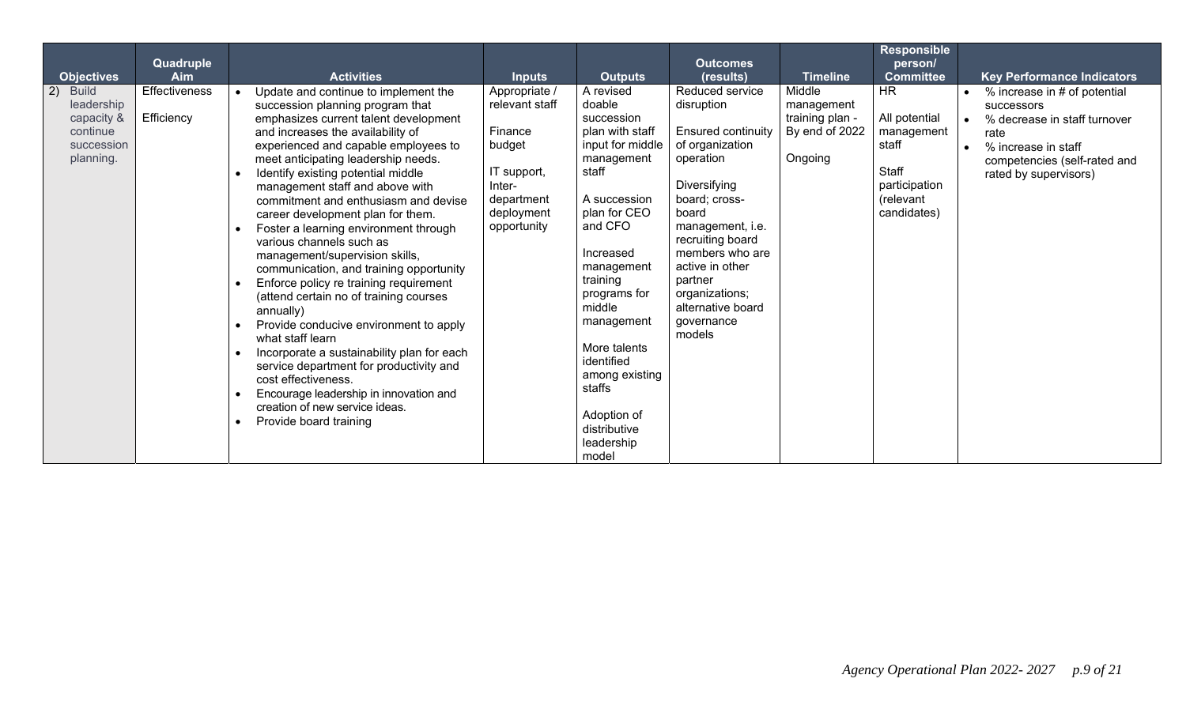| Objectives | Quadruple Aim | Activities | Inputs | Outputs | Outcomes (results) | Timeline | Responsible person/ Committee | Key Performance Indicators |
|---|---|---|---|---|---|---|---|---|
| 2) Build leadership capacity & continue succession planning. | Effectiveness<br><br>Efficiency | • Update and continue to implement the succession planning program that emphasizes current talent development and increases the availability of experienced and capable employees to meet anticipating leadership needs.<br>• Identify existing potential middle management staff and above with commitment and enthusiasm and devise career development plan for them.<br>• Foster a learning environment through various channels such as management/supervision skills, communication, and training opportunity<br>• Enforce policy re training requirement (attend certain no of training courses annually)<br>• Provide conducive environment to apply what staff learn<br>• Incorporate a sustainability plan for each service department for productivity and cost effectiveness.<br>• Encourage leadership in innovation and creation of new service ideas.<br>• Provide board training | Appropriate / relevant staff<br><br>Finance budget<br><br>IT support, Inter-department deployment opportunity | A revised doable succession plan with staff input for middle management staff<br><br>A succession plan for CEO and CFO<br><br>Increased management training programs for middle management<br><br>More talents identified among existing staffs<br><br>Adoption of distributive leadership model | Reduced service disruption<br><br>Ensured continuity of organization operation<br><br>Diversifying board; cross-board management, i.e. recruiting board members who are active in other partner organizations; alternative board governance models | Middle management training plan - By end of 2022<br><br>Ongoing | HR<br><br>All potential management staff<br><br>Staff participation (relevant candidates) | • % increase in # of potential successors<br>• % decrease in staff turnover rate<br>• % increase in staff competencies (self-rated and rated by supervisors) |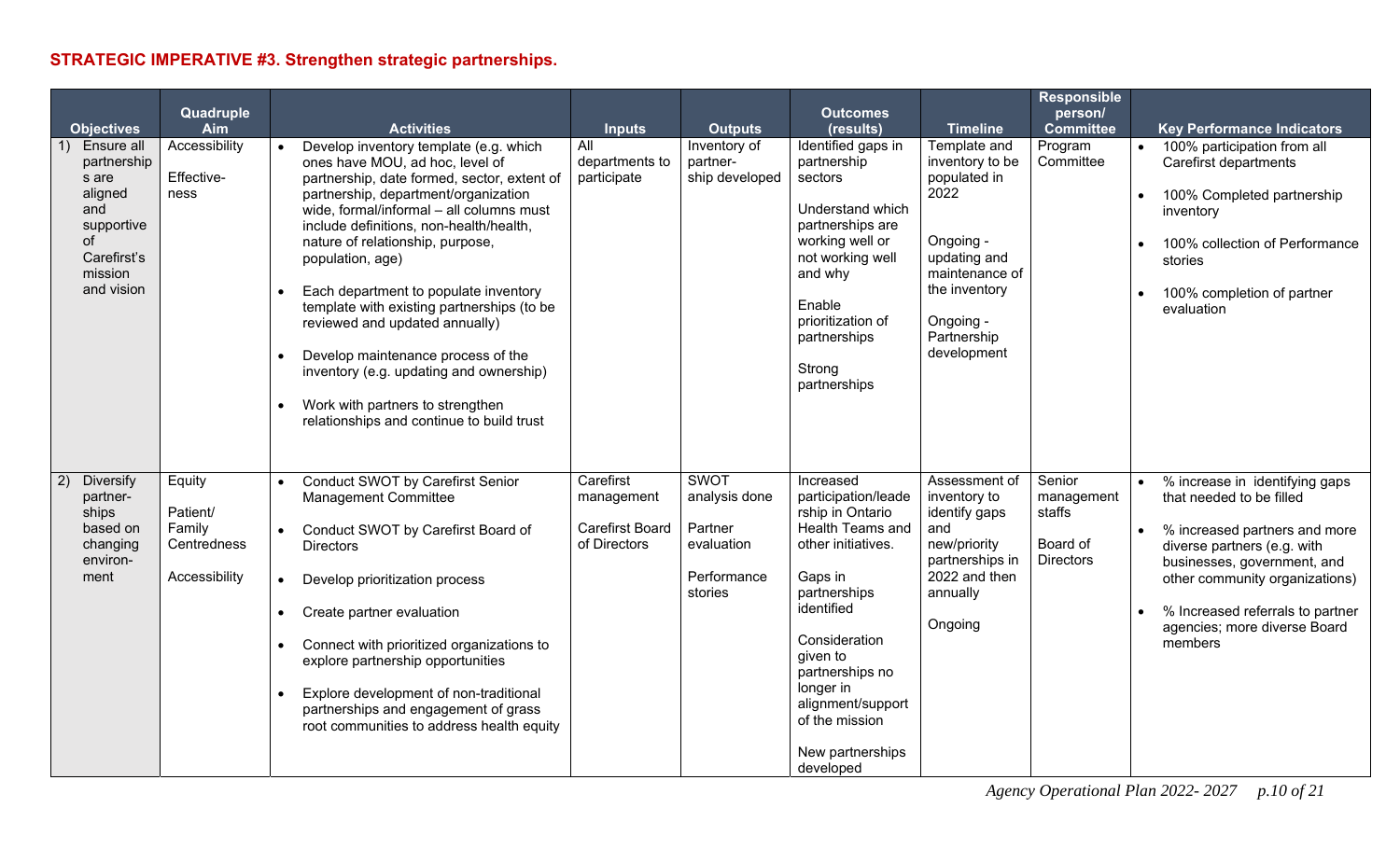**STRATEGIC IMPERATIVE #3. Strengthen strategic partnerships.**

| Objectives | Quadruple Aim | Activities | Inputs | Outputs | Outcomes (results) | Timeline | Responsible person/ Committee | Key Performance Indicators |
|---|---|---|---|---|---|---|---|---|
| 1) Ensure all partnerships are aligned and supportive of Carefirst's mission and vision | Accessibility<br><br>Effective-ness | • Develop inventory template (e.g. which ones have MOU, ad hoc, level of partnership, date formed, sector, extent of partnership, department/organization wide, formal/informal – all columns must include definitions, non-health/health, nature of relationship, purpose, population, age)<br><br>• Each department to populate inventory template with existing partnerships (to be reviewed and updated annually)<br><br>• Develop maintenance process of the inventory (e.g. updating and ownership)<br><br>• Work with partners to strengthen relationships and continue to build trust | All departments to participate | Inventory of partner-ship developed | Identified gaps in partnership sectors<br><br>Understand which partnerships are working well or not working well and why<br><br>Enable prioritization of partnerships<br><br>Strong partnerships | Template and inventory to be populated in 2022<br><br>Ongoing - updating and maintenance of the inventory<br><br>Ongoing - Partnership development | Program Committee | • 100% participation from all Carefirst departments<br><br>• 100% Completed partnership inventory<br><br>• 100% collection of Performance stories<br><br>• 100% completion of partner evaluation |
| 2) Diversify partner-ships based on changing environ-ment | Equity<br><br>Patient/ Family Centredness<br><br>Accessibility | • Conduct SWOT by Carefirst Senior Management Committee<br><br>• Conduct SWOT by Carefirst Board of Directors<br><br>• Develop prioritization process<br><br>• Create partner evaluation<br><br>• Connect with prioritized organizations to explore partnership opportunities<br><br>• Explore development of non-traditional partnerships and engagement of grass root communities to address health equity | Carefirst management<br><br>Carefirst Board of Directors | SWOT analysis done<br><br>Partner evaluation<br><br>Performance stories | Increased participation/leadership in Ontario Health Teams and other initiatives.<br><br>Gaps in partnerships identified<br><br>Consideration given to partnerships no longer in alignment/support of the mission<br><br>New partnerships developed | Assessment of inventory to identify gaps and new/priority partnerships in 2022 and then annually<br><br>Ongoing | Senior management staffs<br><br>Board of Directors | • % increase in identifying gaps that needed to be filled<br><br>• % increased partners and more diverse partners (e.g. with businesses, government, and other community organizations)<br><br>• % Increased referrals to partner agencies; more diverse Board members |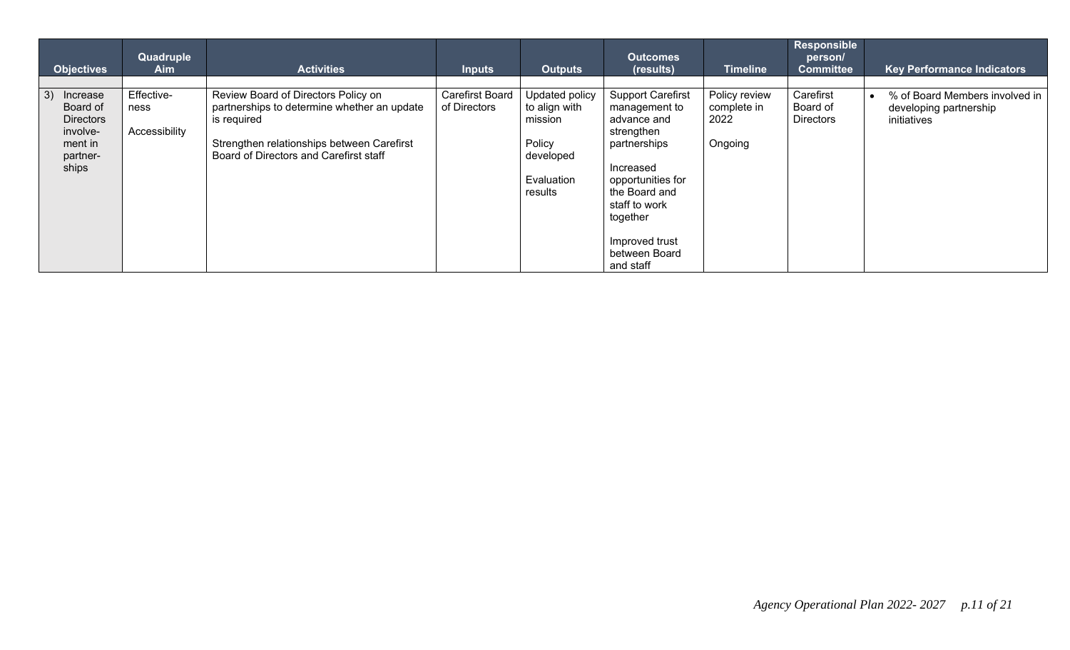| Objectives | Quadruple Aim | Activities | Inputs | Outputs | Outcomes (results) | Timeline | Responsible person/ Committee | Key Performance Indicators |
|---|---|---|---|---|---|---|---|---|
| 3) Increase Board of Directors involvement in partnerships | Effectiveness<br><br>Accessibility | Review Board of Directors Policy on partnerships to determine whether an update is required<br><br>Strengthen relationships between Carefirst Board of Directors and Carefirst staff | Carefirst Board of Directors | Updated policy to align with mission<br><br>Policy developed<br><br>Evaluation results | Support Carefirst management to advance and strengthen partnerships<br><br>Increased opportunities for the Board and staff to work together<br><br>Improved trust between Board and staff | Policy review complete in 2022<br><br>Ongoing | Carefirst Board of Directors | • % of Board Members involved in developing partnership initiatives |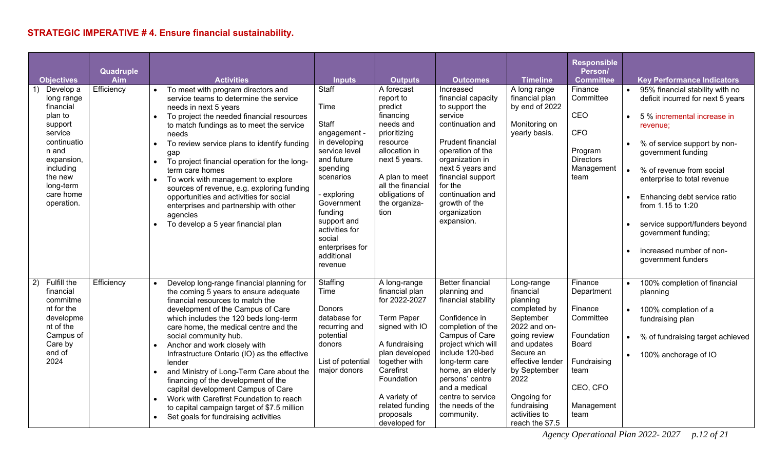**STRATEGIC IMPERATIVE # 4. Ensure financial sustainability.**

| Objectives | Quadruple Aim | Activities | Inputs | Outputs | Outcomes | Timeline | Responsible Person/ Committee | Key Performance Indicators |
|---|---|---|---|---|---|---|---|---|
| 1) Develop a long range financial plan to support service continuation and expansion, including the new long-term care home operation. | Efficiency | • To meet with program directors and service teams to determine the service needs in next 5 years<br>• To project the needed financial resources to match fundings as to meet the service needs<br>• To review service plans to identify funding gap<br>• To project financial operation for the long-term care homes<br>• To work with management to explore sources of revenue, e.g. exploring funding opportunities and activities for social enterprises and partnership with other agencies<br>• To develop a 5 year financial plan | Staff<br><br>Time<br><br>Staff engagement - in developing service level and future spending scenarios<br><br>- exploring Government funding support and activities for social enterprises for additional revenue | A forecast report to predict financing needs and prioritizing resource allocation in next 5 years.<br><br>A plan to meet all the financial obligations of the organization | Increased financial capacity to support the service continuation and<br><br>Prudent financial operation of the organization in next 5 years and financial support for the continuation and growth of the organization expansion. | A long range financial plan by end of 2022<br><br>Monitoring on yearly basis. | Finance Committee<br><br>CEO<br><br>CFO<br><br>Program Directors Management team | • 95% financial stability with no deficit incurred for next 5 years<br>• 5 % incremental increase in revenue;<br>• % of service support by non-government funding<br>• % of revenue from social enterprise to total revenue<br>• Enhancing debt service ratio from 1.15 to 1:20<br>• service support/funders beyond government funding;<br>• increased number of non-government funders |
| 2) Fulfill the financial commitment for the development of the Campus of Care by end of 2024 | Efficiency | • Develop long-range financial planning for the coming 5 years to ensure adequate financial resources to match the development of the Campus of Care which includes the 120 beds long-term care home, the medical centre and the social community hub.<br>• Anchor and work closely with Infrastructure Ontario (IO) as the effective lender<br>• and Ministry of Long-Term Care about the financing of the development of the capital development Campus of Care<br>• Work with Carefirst Foundation to reach to capital campaign target of $7.5 million<br>• Set goals for fundraising activities | Staffing Time<br><br>Donors database for recurring and potential donors<br><br>List of potential major donors | A long-range financial plan for 2022-2027<br><br>Term Paper signed with IO<br><br>A fundraising plan developed together with Carefirst Foundation<br><br>A variety of related funding proposals developed for | Better financial planning and financial stability<br><br>Confidence in completion of the Campus of Care project which will include 120-bed long-term care home, an elderly persons' centre and a medical centre to service the needs of the community. | Long-range financial planning completed by September 2022 and on-going review and updates Secure an effective lender by September 2022<br><br>Ongoing for fundraising activities to reach the $7.5 | Finance Department<br><br>Finance Committee<br><br>Foundation Board<br><br>Fundraising team<br><br>CEO, CFO<br><br>Management team | • 100% completion of financial planning<br>• 100% completion of a fundraising plan<br>• % of fundraising target achieved<br>• 100% anchorage of IO |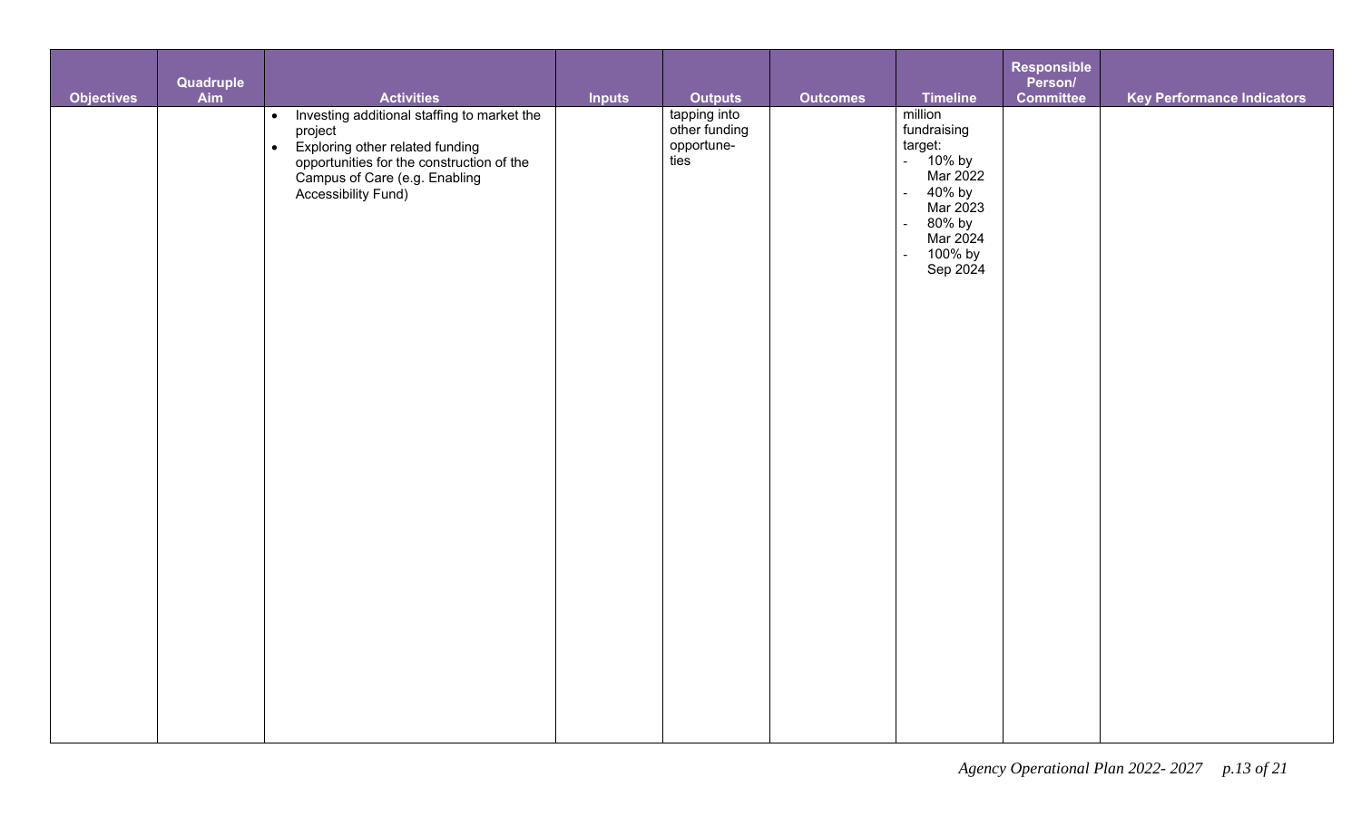| Objectives | Quadruple Aim | Activities | Inputs | Outputs | Outcomes | Timeline | Responsible Person/ Committee | Key Performance Indicators |
|---|---|---|---|---|---|---|---|---|
| | | • Investing additional staffing to market the project<br>• Exploring other related funding opportunities for the construction of the Campus of Care (e.g. Enabling Accessibility Fund) | | tapping into other funding opportune-ties | | million fundraising target:<br>- 10% by Mar 2022<br>- 40% by Mar 2023<br>- 80% by Mar 2024<br>- 100% by Sep 2024 | | |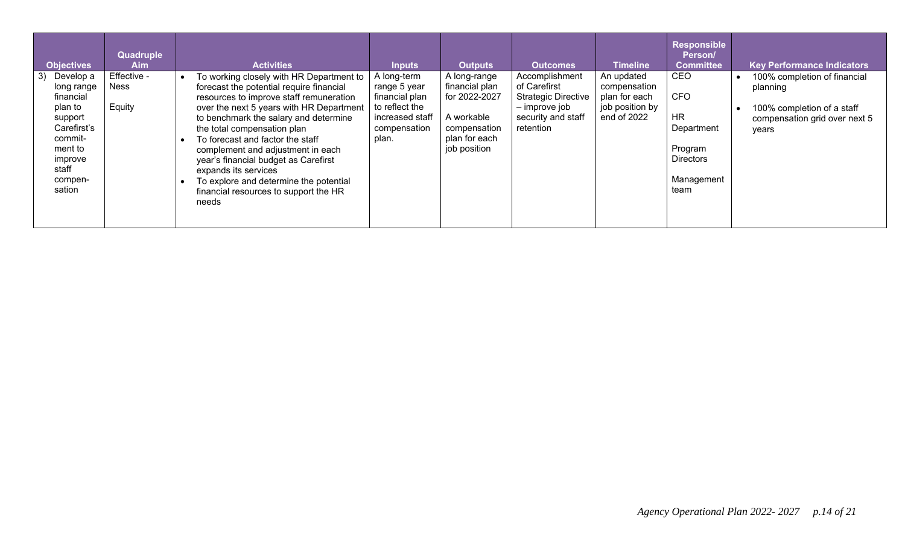| Objectives | Quadruple Aim | Activities | Inputs | Outputs | Outcomes | Timeline | Responsible Person/ Committee | Key Performance Indicators |
|---|---|---|---|---|---|---|---|---|
| 3) Develop a long range financial plan to support Carefirst's commitment to improve staff compensation | Effective - Ness<br><br>Equity | • To working closely with HR Department to forecast the potential require financial resources to improve staff remuneration over the next 5 years with HR Department to benchmark the salary and determine the total compensation plan<br>• To forecast and factor the staff complement and adjustment in each year's financial budget as Carefirst expands its services<br>• To explore and determine the potential financial resources to support the HR needs | A long-term range 5 year financial plan to reflect the increased staff compensation plan. | A long-range financial plan for 2022-2027<br><br>A workable compensation plan for each job position | Accomplishment of Carefirst Strategic Directive – improve job security and staff retention | An updated compensation plan for each job position by end of 2022 | CEO<br><br>CFO<br><br>HR Department<br><br>Program Directors<br><br>Management team | • 100% completion of financial planning<br>• 100% completion of a staff compensation grid over next 5 years |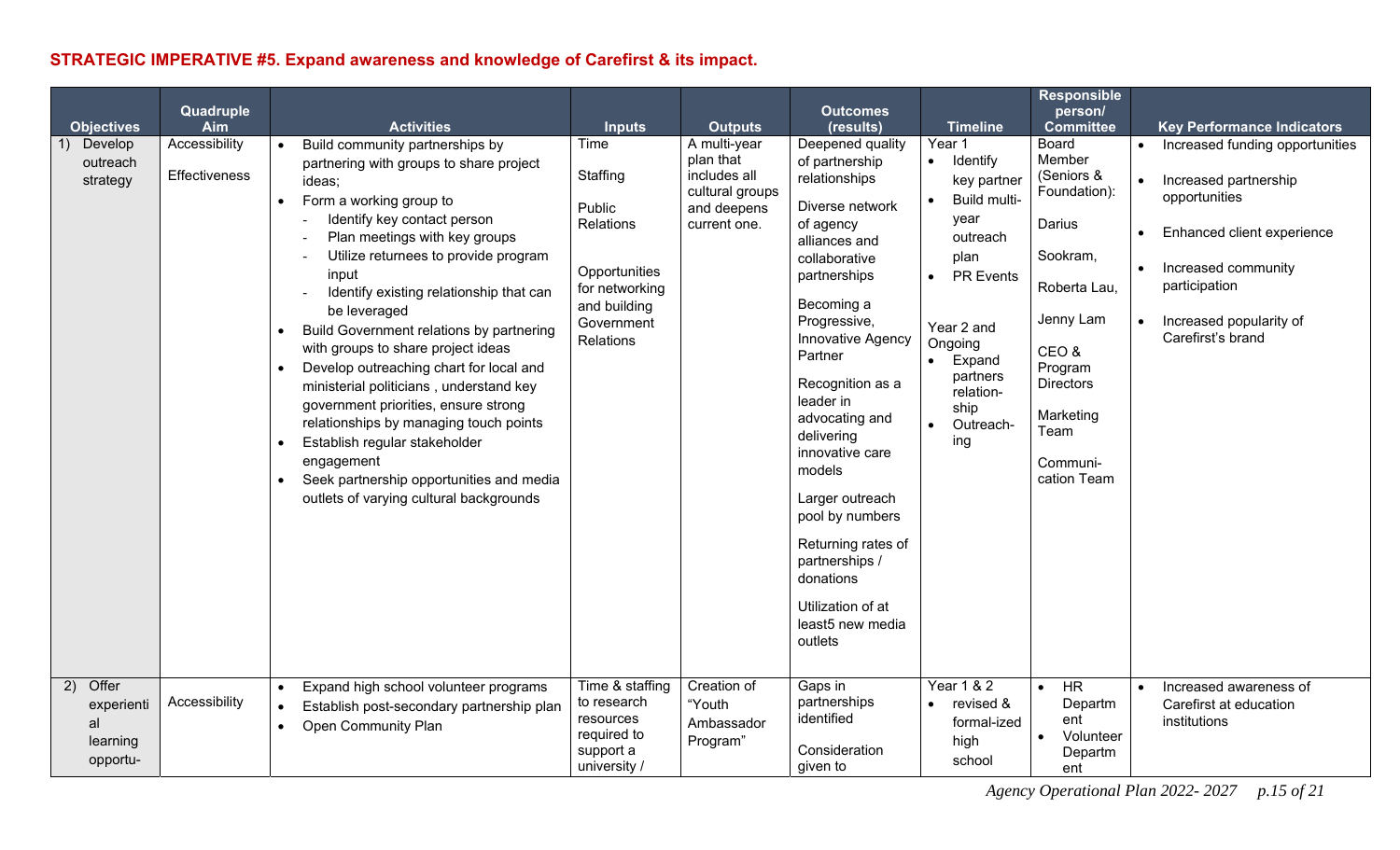**STRATEGIC IMPERATIVE #5. Expand awareness and knowledge of Carefirst & its impact.**

| Objectives | Quadruple Aim | Activities | Inputs | Outputs | Outcomes (results) | Timeline | Responsible person/ Committee | Key Performance Indicators |
|---|---|---|---|---|---|---|---|---|
| 1) Develop outreach strategy | Accessibility<br><br>Effectiveness | • Build community partnerships by partnering with groups to share project ideas;<br>• Form a working group to<br>- Identify key contact person<br>- Plan meetings with key groups<br>- Utilize returnees to provide program input<br>- Identify existing relationship that can be leveraged<br>• Build Government relations by partnering with groups to share project ideas<br>• Develop outreaching chart for local and ministerial politicians , understand key government priorities, ensure strong relationships by managing touch points<br>• Establish regular stakeholder engagement<br>• Seek partnership opportunities and media outlets of varying cultural backgrounds | Time<br><br>Staffing<br><br>Public Relations<br><br>Opportunities for networking and building Government Relations | A multi-year plan that includes all cultural groups and deepens current one. | Deepened quality of partnership relationships<br><br>Diverse network of agency alliances and collaborative partnerships<br><br>Becoming a Progressive, Innovative Agency Partner<br><br>Recognition as a leader in advocating and delivering innovative care models<br><br>Larger outreach pool by numbers<br><br>Returning rates of partnerships / donations<br><br>Utilization of at least5 new media outlets | Year 1<br>• Identify key partner<br>• Build multi-year outreach plan<br>• PR Events<br><br>Year 2 and Ongoing<br>• Expand partners relation-ship<br>• Outreach-ing | Board Member (Seniors & Foundation):<br><br>Darius<br><br>Sookram,<br><br>Roberta Lau,<br><br>Jenny Lam<br><br>CEO & Program Directors<br><br>Marketing Team<br><br>Communi-cation Team | • Increased funding opportunities<br>• Increased partnership opportunities<br>• Enhanced client experience<br>• Increased community participation<br>• Increased popularity of Carefirst's brand |
| 2) Offer experiential learning opportu- | Accessibility | • Expand high school volunteer programs<br>• Establish post-secondary partnership plan<br>• Open Community Plan | Time & staffing to research resources required to support a university / | Creation of "Youth Ambassador Program" | Gaps in partnerships identified<br><br>Consideration given to | Year 1 & 2<br>• revised & formal-ized high school | • HR Department<br>• Volunteer Department | • Increased awareness of Carefirst at education institutions |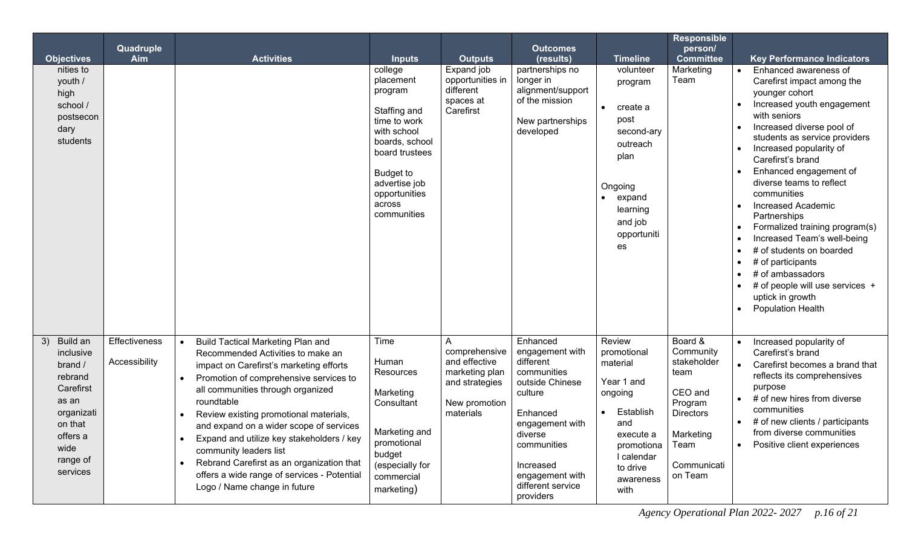| Objectives | Quadruple Aim | Activities | Inputs | Outputs | Outcomes (results) | Timeline | Responsible person/ Committee | Key Performance Indicators |
|---|---|---|---|---|---|---|---|---|
| nities to youth / high school / postsecondary students | | | college placement program<br><br>Staffing and time to work with school boards, school board trustees<br><br>Budget to advertise job opportunities across communities | Expand job opportunities in different spaces at Carefirst | partnerships no longer in alignment/support of the mission<br><br>New partnerships developed | volunteer program<br>• create a post second-ary outreach plan<br><br>Ongoing<br>• expand learning and job opportunities | Marketing Team | • Enhanced awareness of Carefirst impact among the younger cohort<br>• Increased youth engagement with seniors<br>• Increased diverse pool of students as service providers<br>• Increased popularity of Carefirst's brand<br>• Enhanced engagement of diverse teams to reflect communities<br>• Increased Academic Partnerships<br>• Formalized training program(s)<br>• Increased Team's well-being<br>• # of students on boarded<br>• # of participants<br>• # of ambassadors<br>• # of people will use services + uptick in growth<br>• Population Health |
| 3) Build an inclusive brand / rebrand Carefirst as an organization that offers a wide range of services | Effectiveness<br><br>Accessibility | • Build Tactical Marketing Plan and Recommended Activities to make an impact on Carefirst's marketing efforts<br>• Promotion of comprehensive services to all communities through organized roundtable<br>• Review existing promotional materials, and expand on a wider scope of services<br>• Expand and utilize key stakeholders / key community leaders list<br>• Rebrand Carefirst as an organization that offers a wide range of services - Potential Logo / Name change in future | Time<br><br>Human Resources<br><br>Marketing Consultant<br><br>Marketing and promotional budget (especially for commercial marketing) | A comprehensive and effective marketing plan and strategies<br><br>New promotion materials | Enhanced engagement with different communities outside Chinese culture<br><br>Enhanced engagement with diverse communities<br><br>Increased engagement with different service providers | Review promotional material<br><br>Year 1 and ongoing<br>• Establish and execute a promotional calendar to drive awareness with | Board & Community stakeholder team<br><br>CEO and Program Directors<br><br>Marketing Team<br><br>Communication Team | • Increased popularity of Carefirst's brand<br>• Carefirst becomes a brand that reflects its comprehensives purpose<br>• # of new hires from diverse communities<br>• # of new clients / participants from diverse communities<br>• Positive client experiences |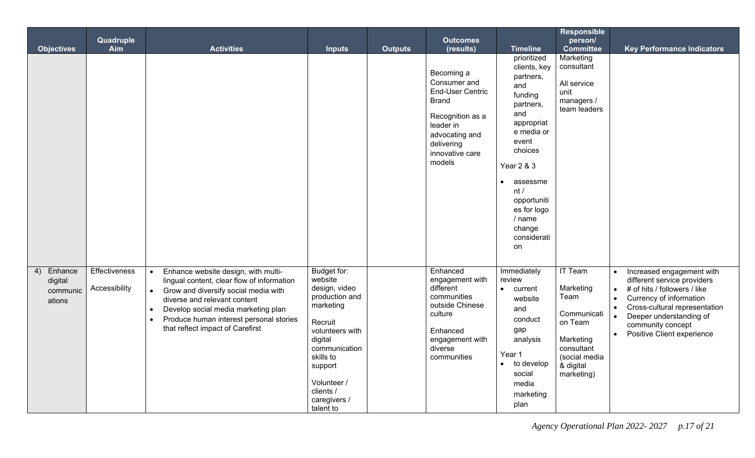| Objectives | Quadruple Aim | Activities | Inputs | Outputs | Outcomes (results) | Timeline | Responsible person/ Committee | Key Performance Indicators |
|---|---|---|---|---|---|---|---|---|
| | | | | | Becoming a Consumer and End-User Centric Brand<br><br>Recognition as a leader in advocating and delivering innovative care models | prioritized clients, key partners, and funding partners, and appropriate media or event choices<br><br>Year 2 & 3<br>• assessment / opportunities for logo / name change consideration | Marketing consultant<br><br>All service unit managers / team leaders | |
| 4) Enhance digital communications | Effectiveness<br><br>Accessibility | • Enhance website design, with multi-lingual content, clear flow of information<br>• Grow and diversify social media with diverse and relevant content<br>• Develop social media marketing plan<br>• Produce human interest personal stories that reflect impact of Carefirst | Budget for: website design, video production and marketing<br><br>Recruit volunteers with digital communication skills to support<br><br>Volunteer / clients / caregivers / talent to | | Enhanced engagement with different communities outside Chinese culture<br><br>Enhanced engagement with diverse communities | Immediately review<br>• current website and conduct gap analysis<br><br>Year 1<br>• to develop social media marketing plan | IT Team<br><br>Marketing Team<br><br>Communication Team<br><br>Marketing consultant (social media & digital marketing) | • Increased engagement with different service providers<br>• # of hits / followers / like<br>• Currency of information<br>• Cross-cultural representation<br>• Deeper understanding of community concept<br>• Positive Client experience |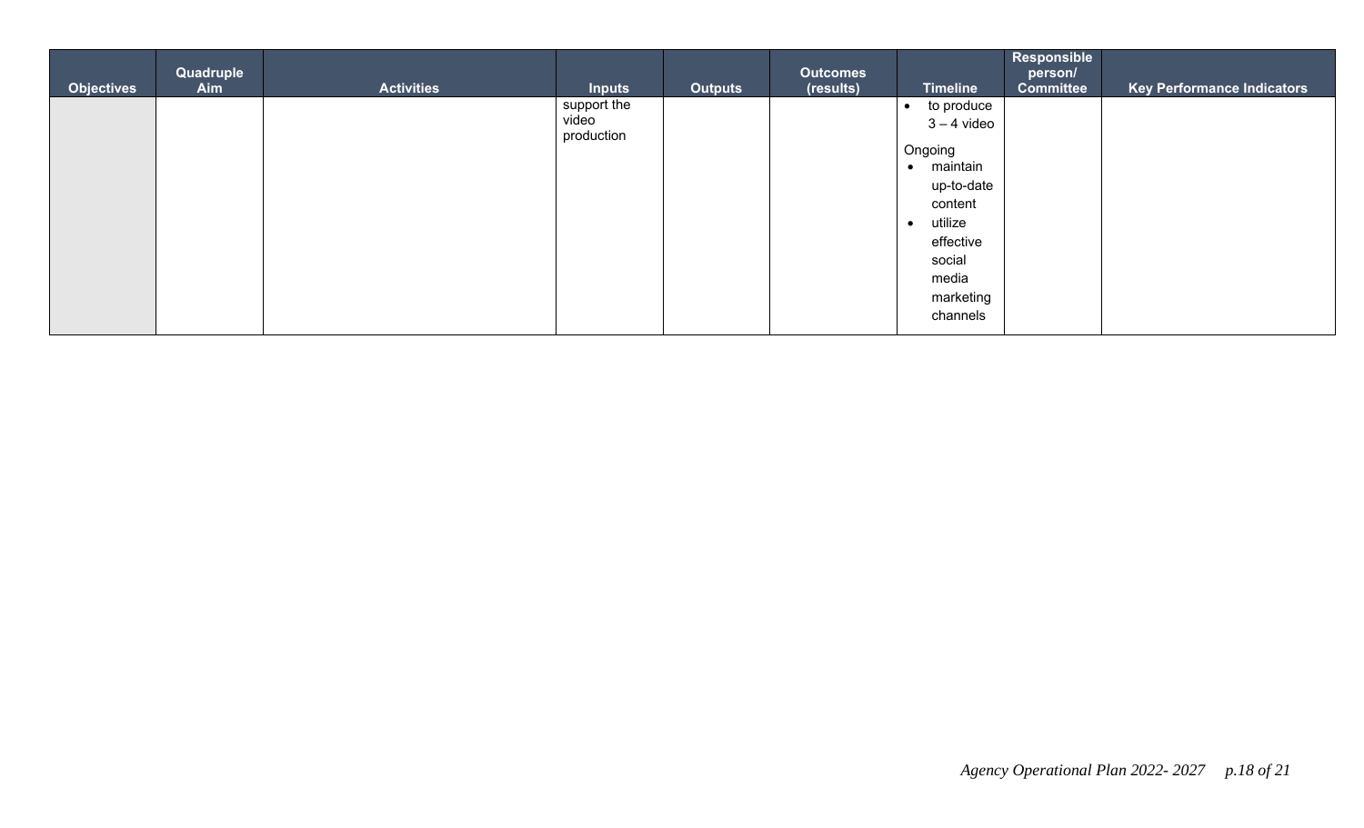| Objectives | Quadruple Aim | Activities | Inputs | Outputs | Outcomes (results) | Timeline | Responsible person/ Committee | Key Performance Indicators |
|---|---|---|---|---|---|---|---|---|
| | | | support the video production | | | • to produce 3 – 4 video<br><br>Ongoing<br>• maintain up-to-date content<br>• utilize effective social media marketing channels | | |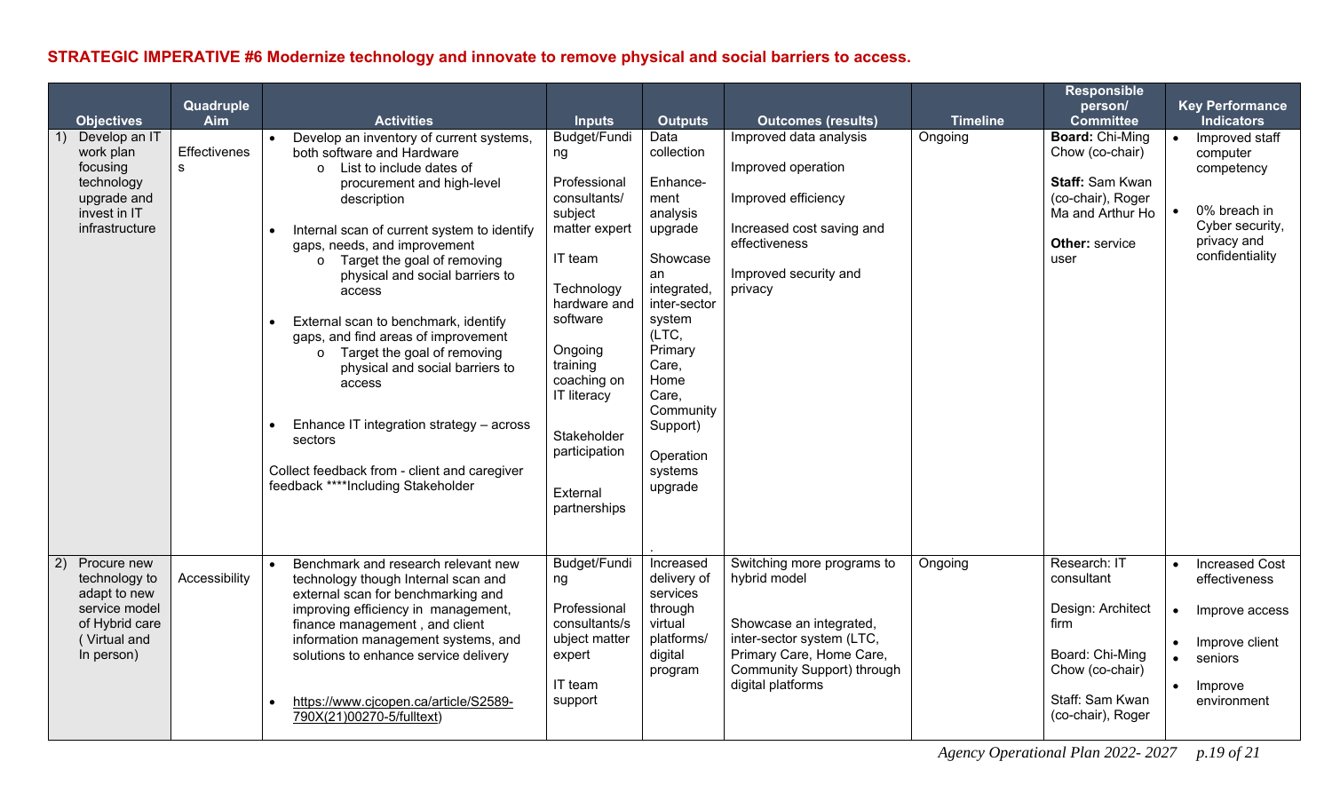**STRATEGIC IMPERATIVE #6 Modernize technology and innovate to remove physical and social barriers to access.**

| Objectives | Quadruple Aim | Activities | Inputs | Outputs | Outcomes (results) | Timeline | Responsible person/ Committee | Key Performance Indicators |
|---|---|---|---|---|---|---|---|---|
| 1) Develop an IT work plan focusing technology upgrade and invest in IT infrastructure | Effectiveness | • Develop an inventory of current systems, both software and Hardware<br>o List to include dates of procurement and high-level description<br><br>• Internal scan of current system to identify gaps, needs, and improvement<br>o Target the goal of removing physical and social barriers to access<br><br>• External scan to benchmark, identify gaps, and find areas of improvement<br>o Target the goal of removing physical and social barriers to access<br><br>• Enhance IT integration strategy – across sectors<br><br>Collect feedback from - client and caregiver feedback ****Including Stakeholder | Budget/Funding<br><br>Professional consultants/ subject matter expert<br><br>IT team<br><br>Technology hardware and software<br><br>Ongoing training coaching on IT literacy<br><br>Stakeholder participation<br><br>External partnerships | Data collection<br><br>Enhance-ment analysis upgrade<br><br>Showcase an integrated, inter-sector system (LTC, Primary Care, Home Care, Community Support)<br><br>Operation systems upgrade<br><br>. | Improved data analysis<br><br>Improved operation<br><br>Improved efficiency<br><br>Increased cost saving and effectiveness<br><br>Improved security and privacy | Ongoing | **Board:** Chi-Ming Chow (co-chair)<br><br>**Staff:** Sam Kwan (co-chair), Roger Ma and Arthur Ho<br><br>**Other:** service user | • Improved staff computer competency<br><br>• 0% breach in Cyber security, privacy and confidentiality |
| 2) Procure new technology to adapt to new service model of Hybrid care ( Virtual and In person) | Accessibility | • Benchmark and research relevant new technology though Internal scan and external scan for benchmarking and improving efficiency in management, finance management , and client information management systems, and solutions to enhance service delivery<br><br>• https://www.cjcopen.ca/article/S2589-790X(21)00270-5/fulltext) | Budget/Funding<br><br>Professional consultants/subject matter expert<br><br>IT team support | Increased delivery of services through virtual platforms/ digital program | Switching more programs to hybrid model<br><br>Showcase an integrated, inter-sector system (LTC, Primary Care, Home Care, Community Support) through digital platforms | Ongoing | Research: IT consultant<br><br>Design: Architect firm<br><br>Board: Chi-Ming Chow (co-chair)<br><br>Staff: Sam Kwan (co-chair), Roger | • Increased Cost effectiveness<br><br>• Improve access<br><br>• Improve client<br>• seniors<br><br>• Improve environment |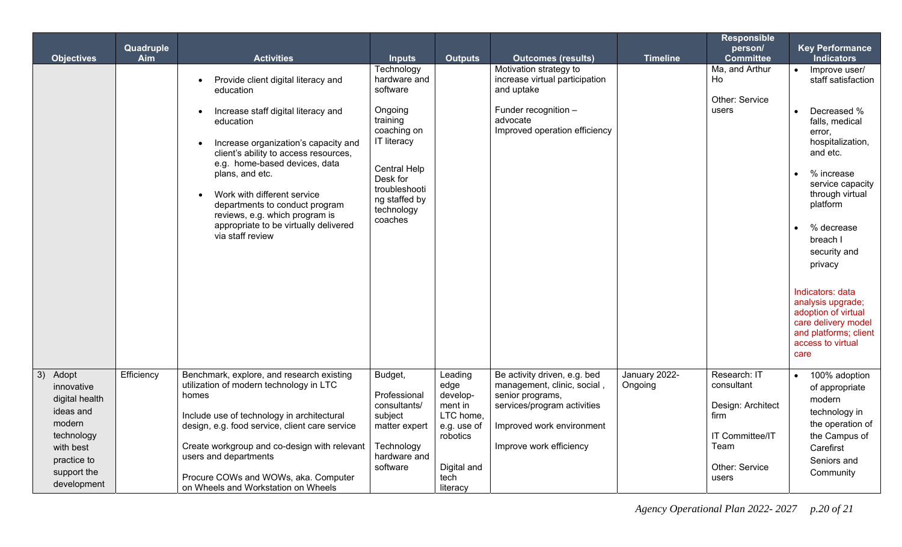| Objectives | Quadruple Aim | Activities | Inputs | Outputs | Outcomes (results) | Timeline | Responsible person/ Committee | Key Performance Indicators |
|---|---|---|---|---|---|---|---|---|
| | | • Provide client digital literacy and education<br><br>• Increase staff digital literacy and education<br><br>• Increase organization's capacity and client's ability to access resources, e.g. home-based devices, data plans, and etc.<br><br>• Work with different service departments to conduct program reviews, e.g. which program is appropriate to be virtually delivered via staff review | Technology hardware and software<br><br>Ongoing training coaching on IT literacy<br><br>Central Help Desk for troubleshooting staffed by technology coaches | | Motivation strategy to increase virtual participation and uptake<br><br>Funder recognition – advocate<br>Improved operation efficiency | | Ma, and Arthur Ho<br><br>Other: Service users | • Improve user/ staff satisfaction<br><br>• Decreased % falls, medical error, hospitalization, and etc.<br><br>• % increase service capacity through virtual platform<br><br>• % decrease breach I security and privacy<br><br>Indicators: data analysis upgrade; adoption of virtual care delivery model and platforms; client access to virtual care |
| 3) Adopt innovative digital health ideas and modern technology with best practice to support the development | Efficiency | Benchmark, explore, and research existing utilization of modern technology in LTC homes<br><br>Include use of technology in architectural design, e.g. food service, client care service<br><br>Create workgroup and co-design with relevant users and departments<br><br>Procure COWs and WOWs, aka. Computer on Wheels and Workstation on Wheels | Budget,<br><br>Professional consultants/ subject matter expert<br><br>Technology hardware and software | Leading edge development in LTC home, e.g. use of robotics<br><br>Digital and tech literacy | Be activity driven, e.g. bed management, clinic, social, senior programs, services/program activities<br><br>Improved work environment<br><br>Improve work efficiency | January 2022- Ongoing | Research: IT consultant<br><br>Design: Architect firm<br><br>IT Committee/IT Team<br><br>Other: Service users | • 100% adoption of appropriate modern technology in the operation of the Campus of Carefirst Seniors and Community |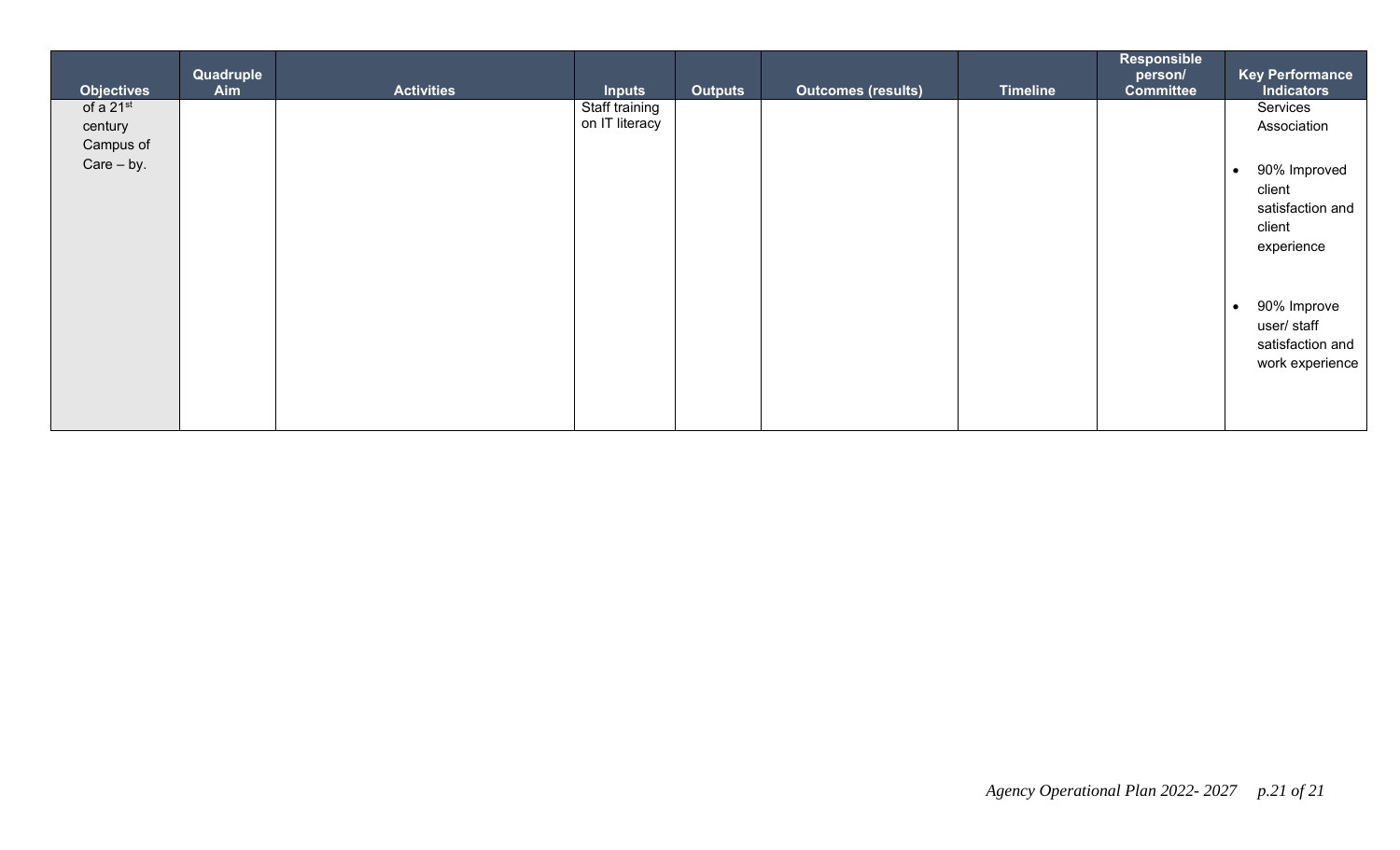| Objectives | Quadruple Aim | Activities | Inputs | Outputs | Outcomes (results) | Timeline | Responsible person/ Committee | Key Performance Indicators |
|---|---|---|---|---|---|---|---|---|
| of a 21st century Campus of Care – by. | | | Staff training on IT literacy | | | | | Services Association<br><br>• 90% Improved client satisfaction and client experience<br><br>• 90% Improve user/ staff satisfaction and work experience |